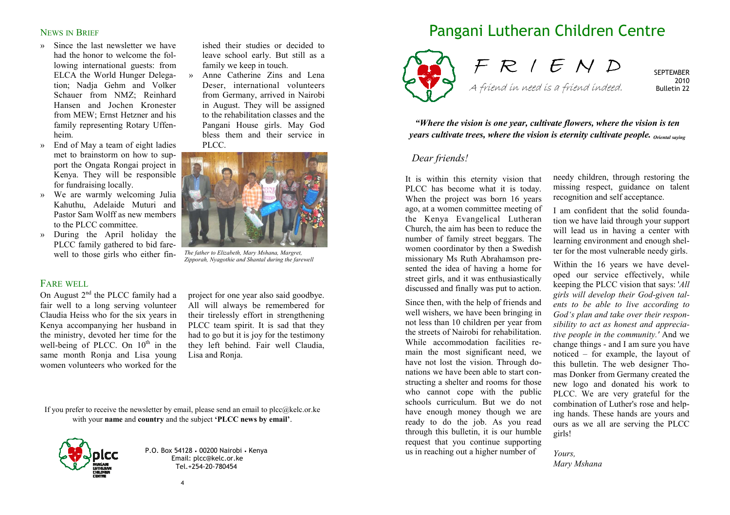## News in Brief

- Since the last newsletter we have had the honor to welcome the following international guests: from ELCA the World Hunger Delegation; Nadja Gehm and Volker Schauer from NMZ; Reinhard Hansen and Jochen Kronester from MEW; Ernst Hetzner and his family representing Rotary Uffenheim.
- End of May a team of eight ladies met to brainstorm on how to support the Ongata Rongai project in Kenya. They will be responsible for fundraising locally.
- We are warmly welcoming Julia Kahuthu, Adelaide Muturi and Pastor Sam Wolff as new members to the PLCC committee.
- During the April holiday the PLCC family gathered to bid farewell to those girls who either finished their studies or decided to leave school early. But still as a family we keep in touch.
- Anne Catherine Zins and Lena Deser, international volunteers from Germany, arrived in Nairobi in August. They will be assigned to the rehabilitation classes and the Pangani House girls. May God bless them and their service in PLCC.

*The father to Elizabeth, Mary Mshana, Margret, Zipporah, Nyagothie and Shantal during the farewell*

## Fare well

On August 2nd the PLCC family had a fair well to a long serving volunteer Claudia Heiss who for the six years in Kenya accompanying her husband in the ministry, devoted her time for the well-being of PLCC. On 10th in the same month Ronja and Lisa young women volunteers who worked for the project for one year also said goodbye. All will always be remembered for their tirelessly effort in strengthening PLCC team spirit. It is sad that they had to go but it is joy for the testimony they left behind. Fair well Claudia, Lisa and Ronja.

If you prefer to receive the newsletter by email, please send an email to plcc@kelc.or.ke with your **name** and **country** and the subject **'PLCC news by email'**.

P.O. Box 54128 • 00200 Nairobi • Kenya
Email: plcc@kelc.or.ke
Tel.+254-20-780454

# Pangani Lutheran Children Centre

## F R I E N D

*A friend in need is a friend indeed.*

SEPTEMBER 2010
Bulletin 22

***"Where the vision is one year, cultivate flowers, where the vision is ten years cultivate trees, where the vision is eternity cultivate people.*** *Oriental saying*

*Dear friends!*

It is within this eternity vision that PLCC has become what it is today. When the project was born 16 years ago, at a women committee meeting of the Kenya Evangelical Lutheran Church, the aim has been to reduce the number of family street beggars. The women coordinator by then a Swedish missionary Ms Ruth Abrahamson presented the idea of having a home for street girls, and it was enthusiastically discussed and finally was put to action.

Since then, with the help of friends and well wishers, we have been bringing in not less than 10 children per year from the streets of Nairobi for rehabilitation. While accommodation facilities remain the most significant need, we have not lost the vision. Through donations we have been able to start constructing a shelter and rooms for those who cannot cope with the public schools curriculum. But we do not have enough money though we are ready to do the job. As you read through this bulletin, it is our humble request that you continue supporting us in reaching out a higher number of needy children, through restoring the missing respect, guidance on talent recognition and self acceptance.

I am confident that the solid foundation we have laid through your support will lead us in having a center with learning environment and enough shelter for the most vulnerable needy girls.

Within the 16 years we have developed our service effectively, while keeping the PLCC vision that says: '*All girls will develop their God-given talents to be able to live according to God's plan and take over their responsibility to act as honest and appreciative people in the community.'* And we change things - and I am sure you have noticed – for example, the layout of this bulletin. The web designer Thomas Donker from Germany created the new logo and donated his work to PLCC. We are very grateful for the combination of Luther's rose and helping hands. These hands are yours and ours as we all are serving the PLCC girls!

*Yours,*
*Mary Mshana*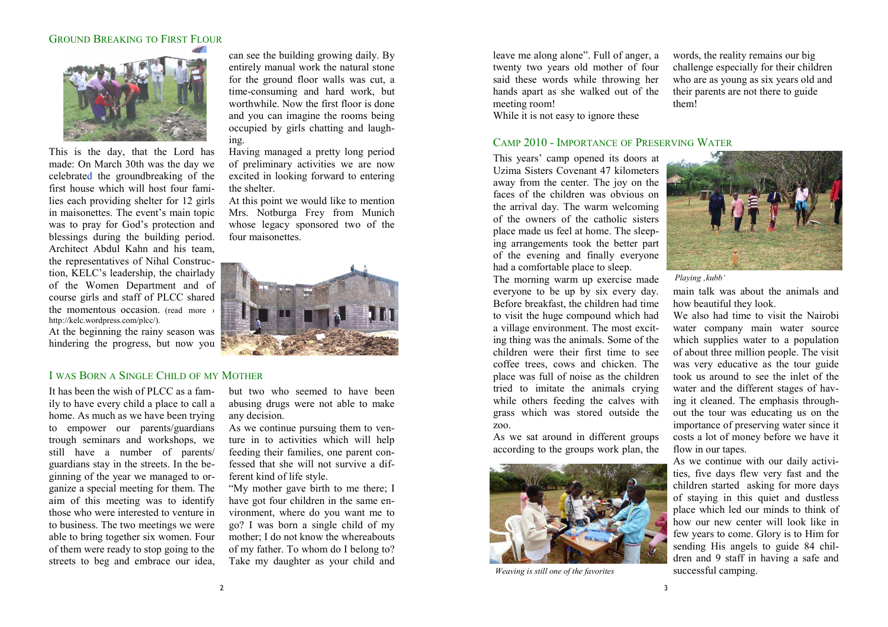## Ground Breaking to First Flour

This is the day, that the Lord has made: On March 30th was the day we celebrated the groundbreaking of the first house which will host four families each providing shelter for 12 girls in maisonettes. The event's main topic was to pray for God's protection and blessings during the building period. Architect Abdul Kahn and his team, the representatives of Nihal Construction, KELC's leadership, the chairlady of the Women Department and of course girls and staff of PLCC shared the momentous occasion. (read more › http://kelc.wordpress.com/plcc/).

At the beginning the rainy season was hindering the progress, but now you can see the building growing daily. By entirely manual work the natural stone for the ground floor walls was cut, a time-consuming and hard work, but worthwhile. Now the first floor is done and you can imagine the rooms being occupied by girls chatting and laughing.

Having managed a pretty long period of preliminary activities we are now excited in looking forward to entering the shelter.

At this point we would like to mention Mrs. Notburga Frey from Munich whose legacy sponsored two of the four maisonettes.

## I was Born a Single Child of my Mother

It has been the wish of PLCC as a family to have every child a place to call a home. As much as we have been trying to empower our parents/guardians trough seminars and workshops, we still have a number of parents/ guardians stay in the streets. In the beginning of the year we managed to organize a special meeting for them. The aim of this meeting was to identify those who were interested to venture in to business. The two meetings we were able to bring together six women. Four of them were ready to stop going to the streets to beg and embrace our idea, but two who seemed to have been abusing drugs were not able to make any decision.

As we continue pursuing them to venture in to activities which will help feeding their families, one parent confessed that she will not survive a different kind of life style.

"My mother gave birth to me there; I have got four children in the same environment, where do you want me to go? I was born a single child of my mother; I do not know the whereabouts of my father. To whom do I belong to? Take my daughter as your child and leave me along alone". Full of anger, a twenty two years old mother of four said these words while throwing her hands apart as she walked out of the meeting room!

While it is not easy to ignore these words, the reality remains our big challenge especially for their children who are as young as six years old and their parents are not there to guide them!

## Camp 2010 - Importance of Preserving Water

This years' camp opened its doors at Uzima Sisters Covenant 47 kilometers away from the center. The joy on the faces of the children was obvious on the arrival day. The warm welcoming of the owners of the catholic sisters place made us feel at home. The sleeping arrangements took the better part of the evening and finally everyone had a comfortable place to sleep.

The morning warm up exercise made everyone to be up by six every day. Before breakfast, the children had time to visit the huge compound which had a village environment. The most exciting thing was the animals. Some of the children were their first time to see coffee trees, cows and chicken. The place was full of noise as the children tried to imitate the animals crying while others feeding the calves with grass which was stored outside the zoo.

As we sat around in different groups according to the groups work plan, the main talk was about the animals and how beautiful they look.

*Weaving is still one of the favorites*

*Playing ‚kubb'*

We also had time to visit the Nairobi water company main water source which supplies water to a population of about three million people. The visit was very educative as the tour guide took us around to see the inlet of the water and the different stages of having it cleaned. The emphasis throughout the tour was educating us on the importance of preserving water since it costs a lot of money before we have it flow in our tapes.

As we continue with our daily activities, five days flew very fast and the children started asking for more days of staying in this quiet and dustless place which led our minds to think of how our new center will look like in few years to come. Glory is to Him for sending His angels to guide 84 children and 9 staff in having a safe and successful camping.